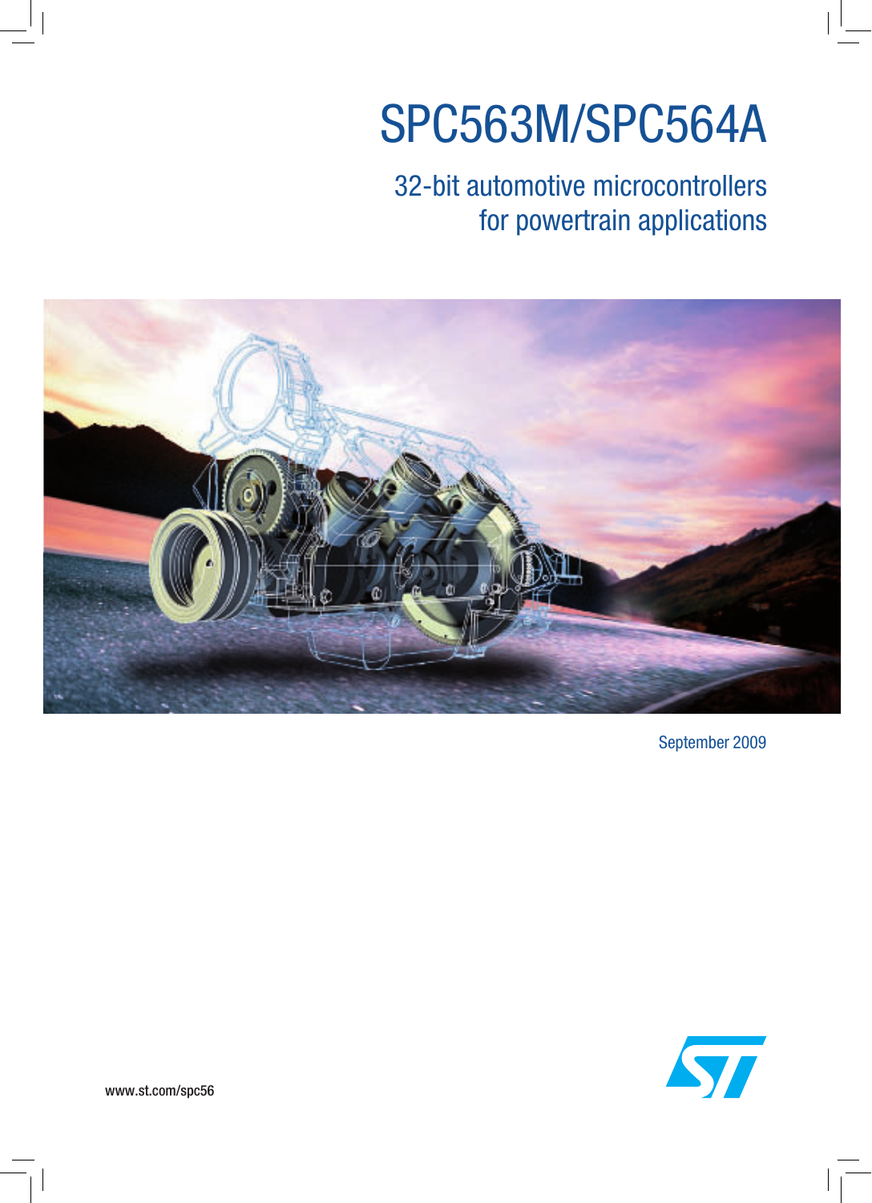# SPC563M/SPC564A

## 32-bit automotive microcontrollers for powertrain applications

September 2009

www.st.com/spc56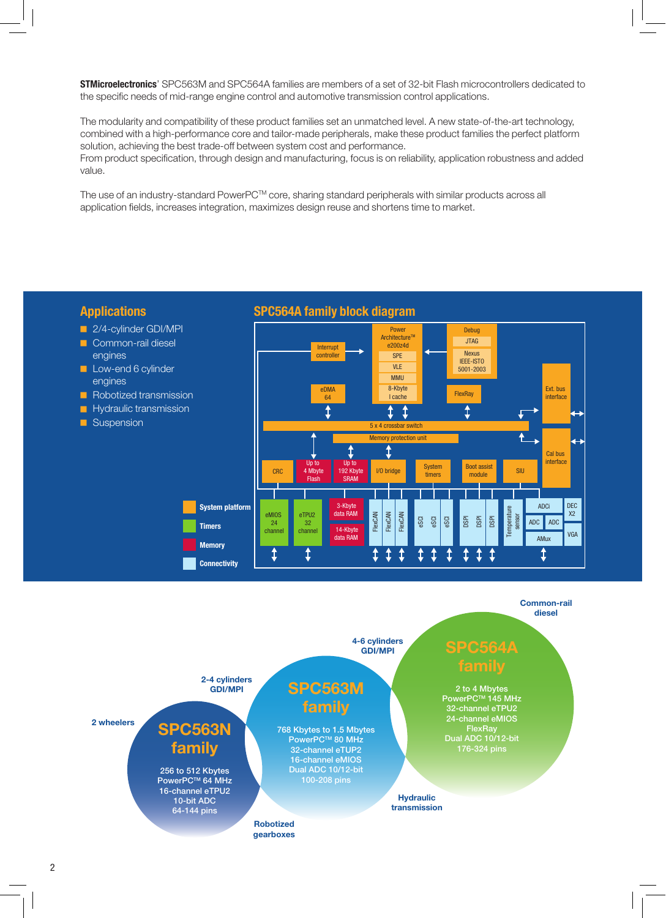**STMicroelectronics**' SPC563M and SPC564A families are members of a set of 32-bit Flash microcontrollers dedicated to the specific needs of mid-range engine control and automotive transmission control applications.

The modularity and compatibility of these product families set an unmatched level. A new state-of-the-art technology, combined with a high-performance core and tailor-made peripherals, make these product families the perfect platform solution, achieving the best trade-off between system cost and performance.
From product specification, through design and manufacturing, focus is on reliability, application robustness and added value.

The use of an industry-standard PowerPC™ core, sharing standard peripherals with similar products across all application fields, increases integration, maximizes design reuse and shortens time to market.

## Applications

- 2/4-cylinder GDI/MPI
- Common-rail diesel engines
- Low-end 6 cylinder engines
- Robotized transmission
- Hydraulic transmission
- Suspension

## SPC564A family block diagram

Legend: System platform; Timers; Memory; Connectivity

Blocks: Power Architecture™ e200z4d (SPE, VLE, MMU, 8-Kbyte I cache); Interrupt controller; Debug (JTAG, Nexus IEEE-ISTO 5001-2003); eDMA 64; FlexRay; Ext. bus interface; 5 x 4 crossbar switch; Memory protection unit; Cal bus interface; CRC; Up to 4 Mbyte Flash; Up to 192 Kbyte SRAM; I/O bridge; System timers; Boot assist module; SIU; eMIOS 24 channel; eTPU2 32 channel; 3-Kbyte data RAM; 14-Kbyte data RAM; FlexCAN; FlexCAN; FlexCAN; eSCI; eSCI; eSCI; DSPI; DSPI; DSPI; Temperature sensor; ADCi; ADC; ADC; AMux; DEC X2; VGA

**SPC563N family** (2 wheelers; 2-4 cylinders GDI/MPI)
256 to 512 Kbytes
PowerPC™ 64 MHz
16-channel eTPU2
10-bit ADC
64-144 pins

**SPC563M family** (4-6 cylinders GDI/MPI; Robotized gearboxes)
768 Kbytes to 1.5 Mbytes
PowerPC™ 80 MHz
32-channel eTUP2
16-channel eMIOS
Dual ADC 10/12-bit
100-208 pins

**SPC564A family** (Common-rail diesel; Hydraulic transmission)
2 to 4 Mbytes
PowerPC™ 145 MHz
32-channel eTPU2
24-channel eMIOS
FlexRay
Dual ADC 10/12-bit
176-324 pins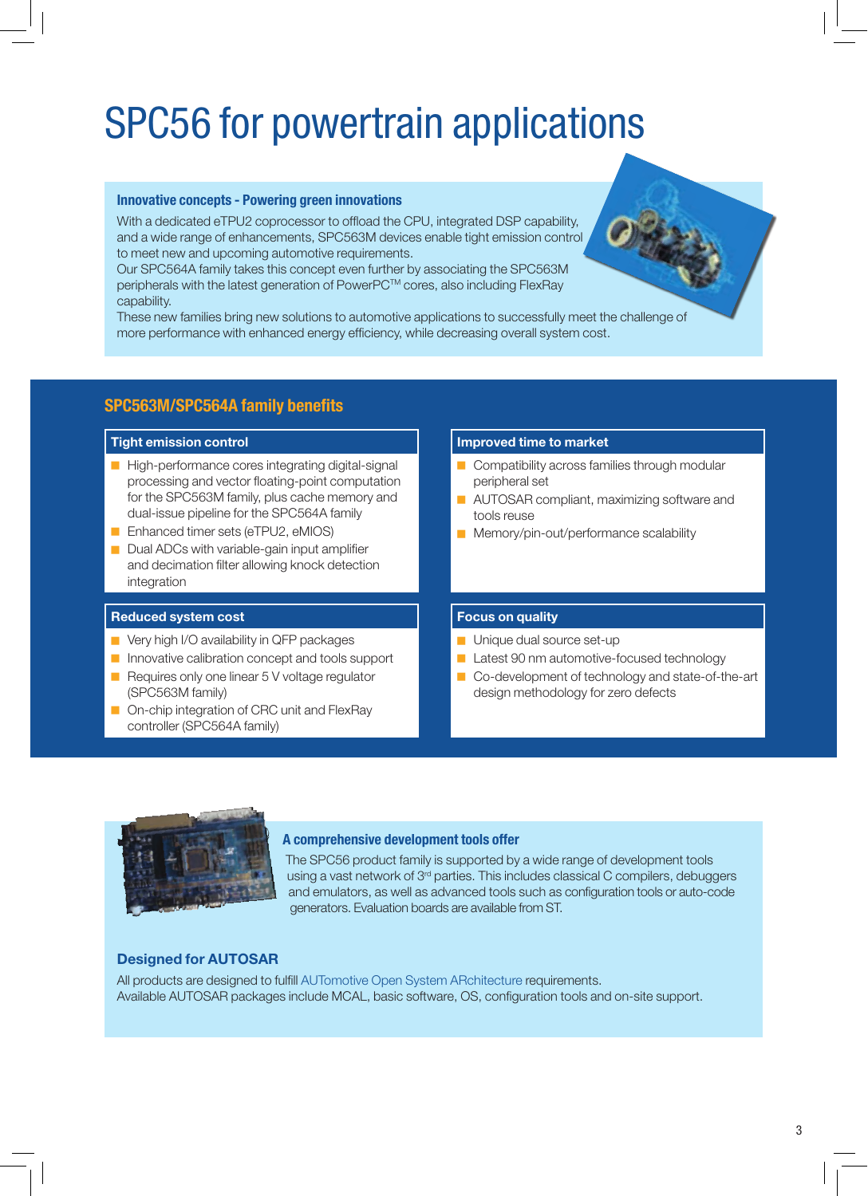# SPC56 for powertrain applications

### Innovative concepts - Powering green innovations

With a dedicated eTPU2 coprocessor to offload the CPU, integrated DSP capability, and a wide range of enhancements, SPC563M devices enable tight emission control to meet new and upcoming automotive requirements.
Our SPC564A family takes this concept even further by associating the SPC563M peripherals with the latest generation of PowerPC™ cores, also including FlexRay capability.
These new families bring new solutions to automotive applications to successfully meet the challenge of more performance with enhanced energy efficiency, while decreasing overall system cost.

## SPC563M/SPC564A family benefits

### Tight emission control

- High-performance cores integrating digital-signal processing and vector floating-point computation for the SPC563M family, plus cache memory and dual-issue pipeline for the SPC564A family
- Enhanced timer sets (eTPU2, eMIOS)
- Dual ADCs with variable-gain input amplifier and decimation filter allowing knock detection integration

### Improved time to market

- Compatibility across families through modular peripheral set
- AUTOSAR compliant, maximizing software and tools reuse
- Memory/pin-out/performance scalability

### Reduced system cost

- Very high I/O availability in QFP packages
- Innovative calibration concept and tools support
- Requires only one linear 5 V voltage regulator (SPC563M family)
- On-chip integration of CRC unit and FlexRay controller (SPC564A family)

### Focus on quality

- Unique dual source set-up
- Latest 90 nm automotive-focused technology
- Co-development of technology and state-of-the-art design methodology for zero defects

### A comprehensive development tools offer

The SPC56 product family is supported by a wide range of development tools using a vast network of 3rd parties. This includes classical C compilers, debuggers and emulators, as well as advanced tools such as configuration tools or auto-code generators. Evaluation boards are available from ST.

### Designed for AUTOSAR

All products are designed to fulfill AUTomotive Open System ARchitecture requirements.
Available AUTOSAR packages include MCAL, basic software, OS, configuration tools and on-site support.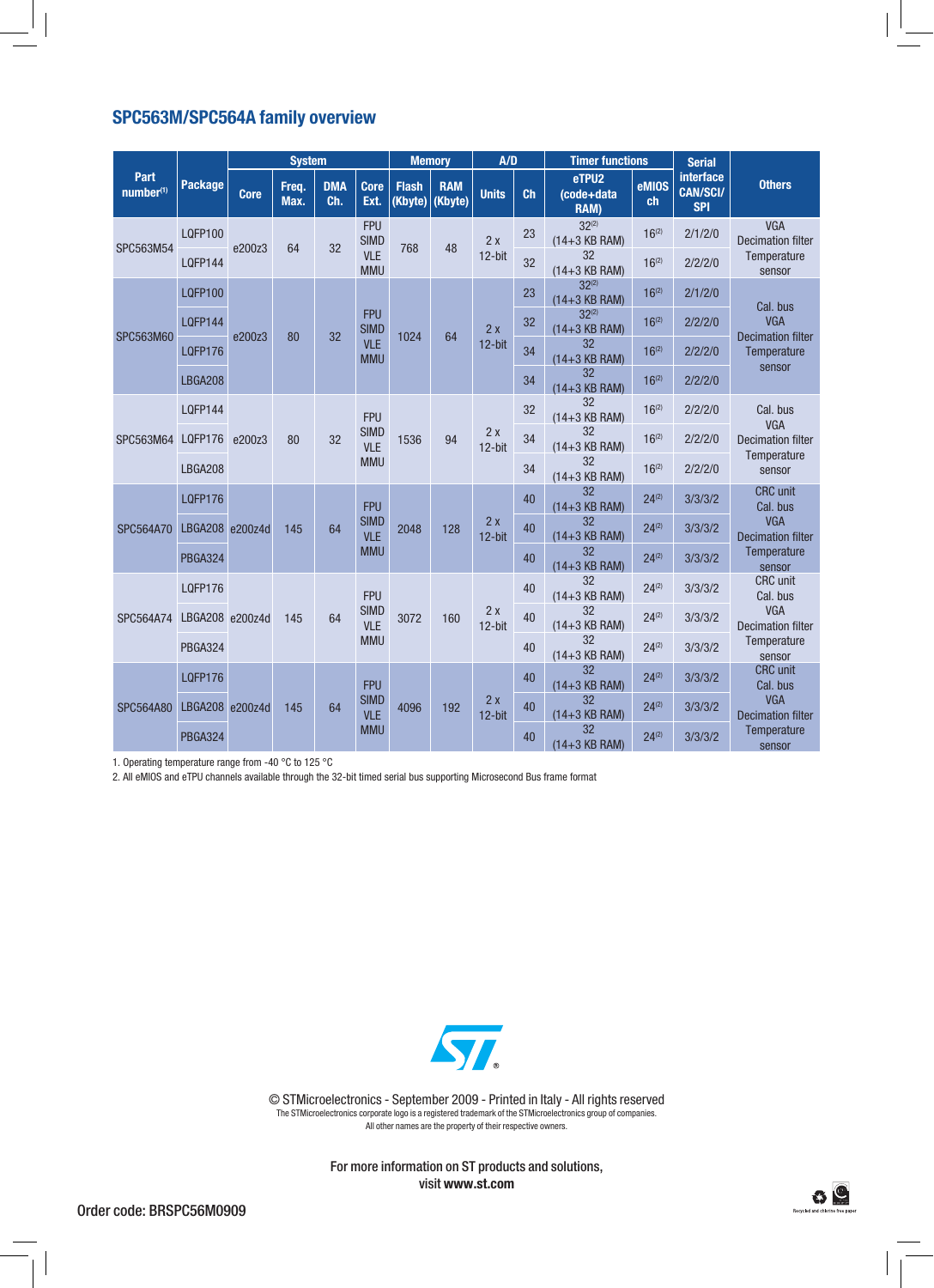## SPC563M/SPC564A family overview

| Part number[1] | Package | System | | | | Memory | | A/D | | Timer functions | | Serial interface CAN/SCI/ SPI | Others |
|---|---|---|---|---|---|---|---|---|---|---|---|---|---|
| | | Core | Freq. Max. | DMA Ch. | Core Ext. | Flash (Kbyte) | RAM (Kbyte) | Units | Ch | eTPU2 (code+data RAM) | eMIOS ch | | |
| SPC563M54 | LQFP100 | e200z3 | 64 | 32 | FPU SIMD VLE MMU | 768 | 48 | 2 x 12-bit | 23 | 32[2] (14+3 KB RAM) | 16[2] | 2/1/2/0 | VGA Decimation filter Temperature sensor |
| | LQFP144 | | | | | | | | 32 | 32 (14+3 KB RAM) | 16[2] | 2/2/2/0 | |
| SPC563M60 | LQFP100 | e200z3 | 80 | 32 | FPU SIMD VLE MMU | 1024 | 64 | 2 x 12-bit | 23 | 32[2] (14+3 KB RAM) | 16[2] | 2/1/2/0 | Cal. bus VGA Decimation filter Temperature sensor |
| | LQFP144 | | | | | | | | 32 | 32[2] (14+3 KB RAM) | 16[2] | 2/2/2/0 | |
| | LQFP176 | | | | | | | | 34 | 32 (14+3 KB RAM) | 16[2] | 2/2/2/0 | |
| | LBGA208 | | | | | | | | 34 | 32 (14+3 KB RAM) | 16[2] | 2/2/2/0 | |
| SPC563M64 | LQFP144 | e200z3 | 80 | 32 | FPU SIMD VLE MMU | 1536 | 94 | 2 x 12-bit | 32 | 32 (14+3 KB RAM) | 16[2] | 2/2/2/0 | Cal. bus VGA Decimation filter Temperature sensor |
| | LQFP176 | | | | | | | | 34 | 32 (14+3 KB RAM) | 16[2] | 2/2/2/0 | |
| | LBGA208 | | | | | | | | 34 | 32 (14+3 KB RAM) | 16[2] | 2/2/2/0 | |
| SPC564A70 | LQFP176 | e200z4d | 145 | 64 | FPU SIMD VLE MMU | 2048 | 128 | 2 x 12-bit | 40 | 32 (14+3 KB RAM) | 24[2] | 3/3/3/2 | CRC unit Cal. bus VGA Decimation filter Temperature sensor |
| | LBGA208 | | | | | | | | 40 | 32 (14+3 KB RAM) | 24[2] | 3/3/3/2 | |
| | PBGA324 | | | | | | | | 40 | 32 (14+3 KB RAM) | 24[2] | 3/3/3/2 | |
| SPC564A74 | LQFP176 | e200z4d | 145 | 64 | FPU SIMD VLE MMU | 3072 | 160 | 2 x 12-bit | 40 | 32 (14+3 KB RAM) | 24[2] | 3/3/3/2 | CRC unit Cal. bus VGA Decimation filter Temperature sensor |
| | LBGA208 | | | | | | | | 40 | 32 (14+3 KB RAM) | 24[2] | 3/3/3/2 | |
| | PBGA324 | | | | | | | | 40 | 32 (14+3 KB RAM) | 24[2] | 3/3/3/2 | |
| SPC564A80 | LQFP176 | e200z4d | 145 | 64 | FPU SIMD VLE MMU | 4096 | 192 | 2 x 12-bit | 40 | 32 (14+3 KB RAM) | 24[2] | 3/3/3/2 | CRC unit Cal. bus VGA Decimation filter Temperature sensor |
| | LBGA208 | | | | | | | | 40 | 32 (14+3 KB RAM) | 24[2] | 3/3/3/2 | |
| | PBGA324 | | | | | | | | 40 | 32 (14+3 KB RAM) | 24[2] | 3/3/3/2 | |

1. Operating temperature range from -40 °C to 125 °C
2. All eMIOS and eTPU channels available through the 32-bit timed serial bus supporting Microsecond Bus frame format

© STMicroelectronics - September 2009 - Printed in Italy - All rights reserved
The STMicroelectronics corporate logo is a registered trademark of the STMicroelectronics group of companies.
All other names are the property of their respective owners.

For more information on ST products and solutions,
visit **www.st.com**

Order code: BRSPC56M0909